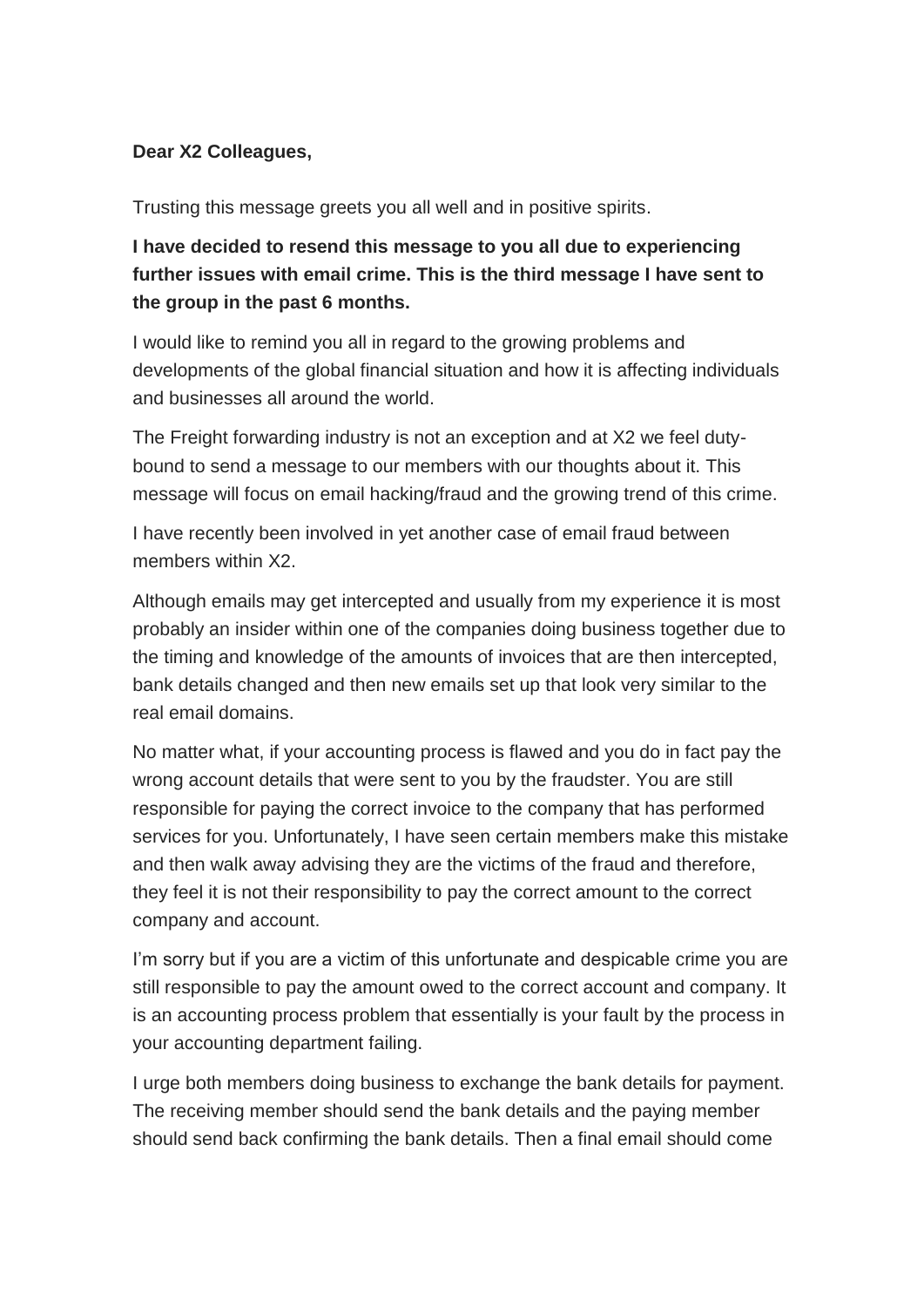**Dear X2 Colleagues,**

Trusting this message greets you all well and in positive spirits.

**I have decided to resend this message to you all due to experiencing further issues with email crime. This is the third message I have sent to the group in the past 6 months.**

I would like to remind you all in regard to the growing problems and developments of the global financial situation and how it is affecting individuals and businesses all around the world.

The Freight forwarding industry is not an exception and at X2 we feel duty-bound to send a message to our members with our thoughts about it. This message will focus on email hacking/fraud and the growing trend of this crime.

I have recently been involved in yet another case of email fraud between members within X2.

Although emails may get intercepted and usually from my experience it is most probably an insider within one of the companies doing business together due to the timing and knowledge of the amounts of invoices that are then intercepted, bank details changed and then new emails set up that look very similar to the real email domains.

No matter what, if your accounting process is flawed and you do in fact pay the wrong account details that were sent to you by the fraudster. You are still responsible for paying the correct invoice to the company that has performed services for you. Unfortunately, I have seen certain members make this mistake and then walk away advising they are the victims of the fraud and therefore, they feel it is not their responsibility to pay the correct amount to the correct company and account.

I'm sorry but if you are a victim of this unfortunate and despicable crime you are still responsible to pay the amount owed to the correct account and company. It is an accounting process problem that essentially is your fault by the process in your accounting department failing.

I urge both members doing business to exchange the bank details for payment. The receiving member should send the bank details and the paying member should send back confirming the bank details. Then a final email should come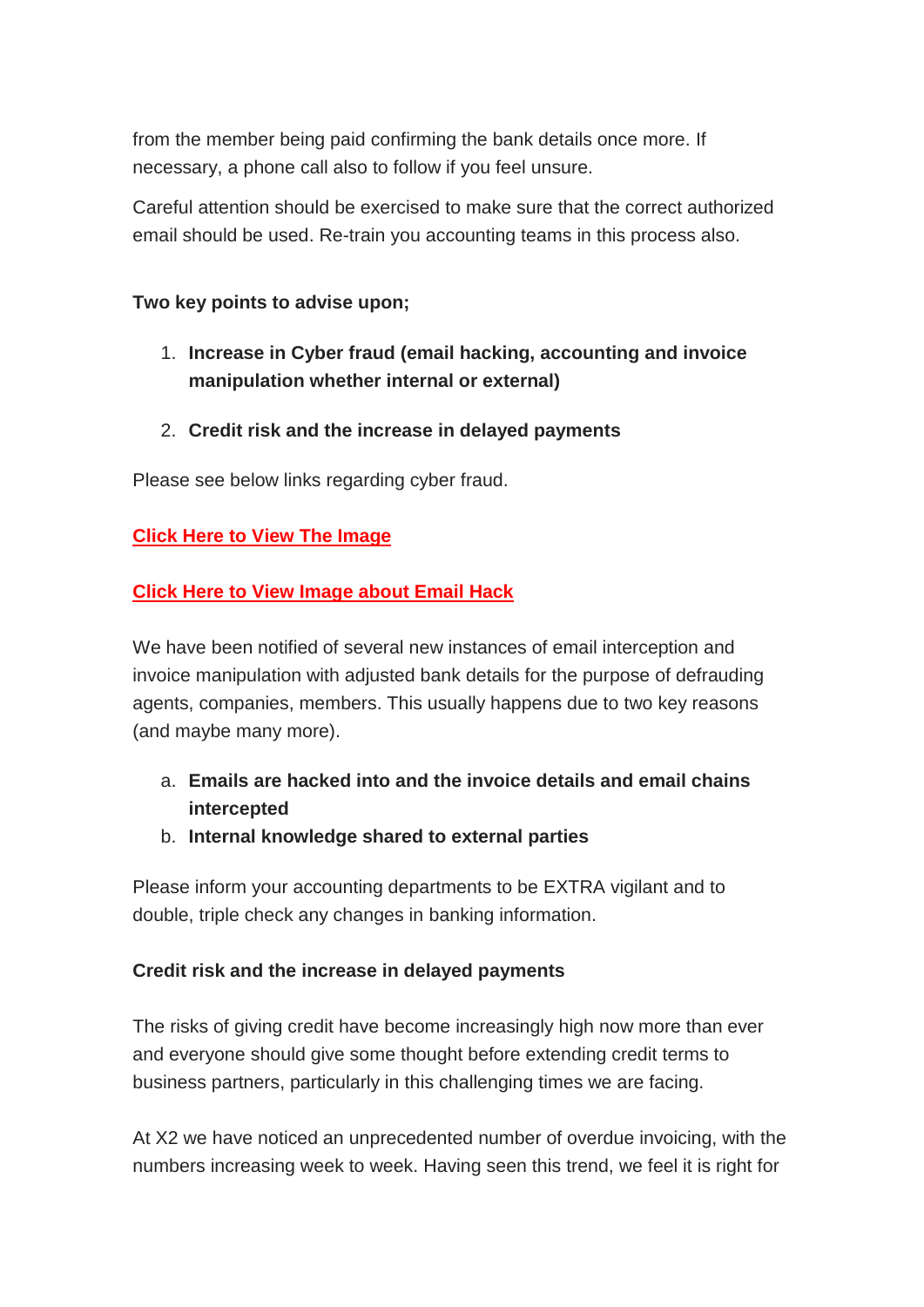from the member being paid confirming the bank details once more. If necessary, a phone call also to follow if you feel unsure.

Careful attention should be exercised to make sure that the correct authorized email should be used. Re-train you accounting teams in this process also.

**Two key points to advise upon;**

1. **Increase in Cyber fraud (email hacking, accounting and invoice manipulation whether internal or external)**
2. **Credit risk and the increase in delayed payments**

Please see below links regarding cyber fraud.

**Click Here to View The Image**

**Click Here to View Image about Email Hack**

We have been notified of several new instances of email interception and invoice manipulation with adjusted bank details for the purpose of defrauding agents, companies, members. This usually happens due to two key reasons (and maybe many more).

a. **Emails are hacked into and the invoice details and email chains intercepted**
b. **Internal knowledge shared to external parties**

Please inform your accounting departments to be EXTRA vigilant and to double, triple check any changes in banking information.

**Credit risk and the increase in delayed payments**

The risks of giving credit have become increasingly high now more than ever and everyone should give some thought before extending credit terms to business partners, particularly in this challenging times we are facing.

At X2 we have noticed an unprecedented number of overdue invoicing, with the numbers increasing week to week. Having seen this trend, we feel it is right for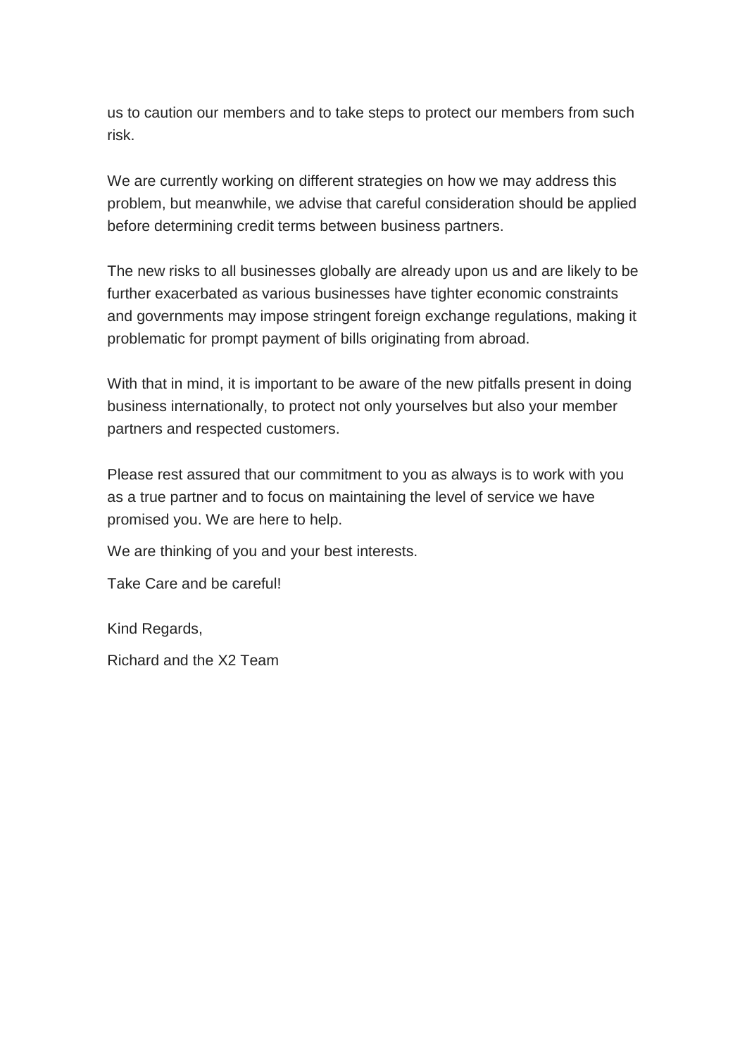us to caution our members and to take steps to protect our members from such risk.

We are currently working on different strategies on how we may address this problem, but meanwhile, we advise that careful consideration should be applied before determining credit terms between business partners.

The new risks to all businesses globally are already upon us and are likely to be further exacerbated as various businesses have tighter economic constraints and governments may impose stringent foreign exchange regulations, making it problematic for prompt payment of bills originating from abroad.

With that in mind, it is important to be aware of the new pitfalls present in doing business internationally, to protect not only yourselves but also your member partners and respected customers.

Please rest assured that our commitment to you as always is to work with you as a true partner and to focus on maintaining the level of service we have promised you. We are here to help.

We are thinking of you and your best interests.

Take Care and be careful!

Kind Regards,

Richard and the X2 Team